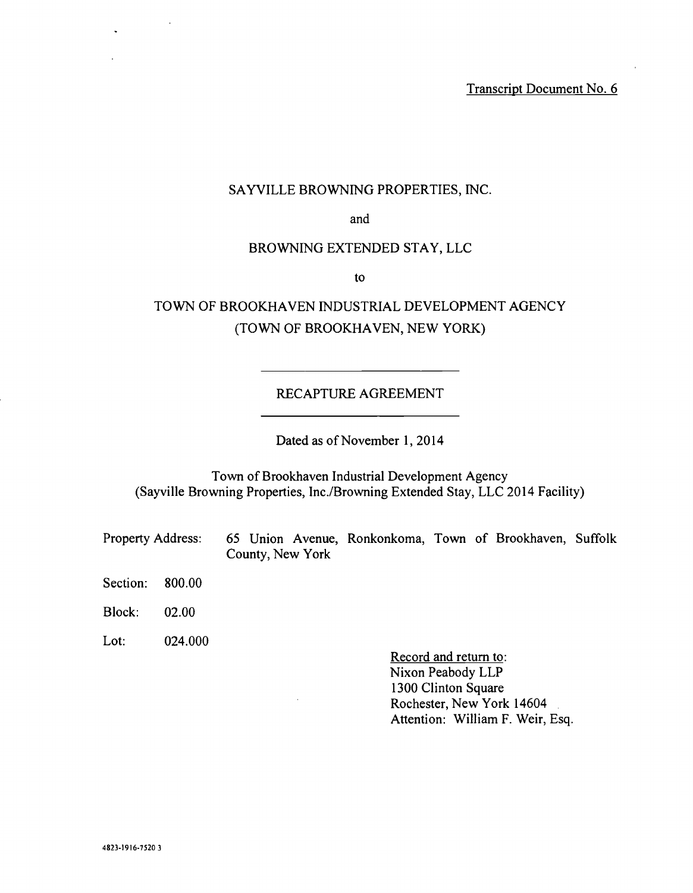Transcript Document No. 6

SAYVILLE BROWNING PROPERTIES, INC.

and

BROWNING EXTENDED STAY, LLC

to

TOWN OF BROOKHAVEN INDUSTRIAL DEVELOPMENT AGENCY
(TOWN OF BROOKHAVEN, NEW YORK)

---

# RECAPTURE AGREEMENT

---

Dated as of November 1, 2014

Town of Brookhaven Industrial Development Agency
(Sayville Browning Properties, Inc./Browning Extended Stay, LLC 2014 Facility)

Property Address: 65 Union Avenue, Ronkonkoma, Town of Brookhaven, Suffolk County, New York

Section: 800.00

Block: 02.00

Lot: 024.000

Record and return to:
Nixon Peabody LLP
1300 Clinton Square
Rochester, New York 14604
Attention: William F. Weir, Esq.

4823-1916-7520 3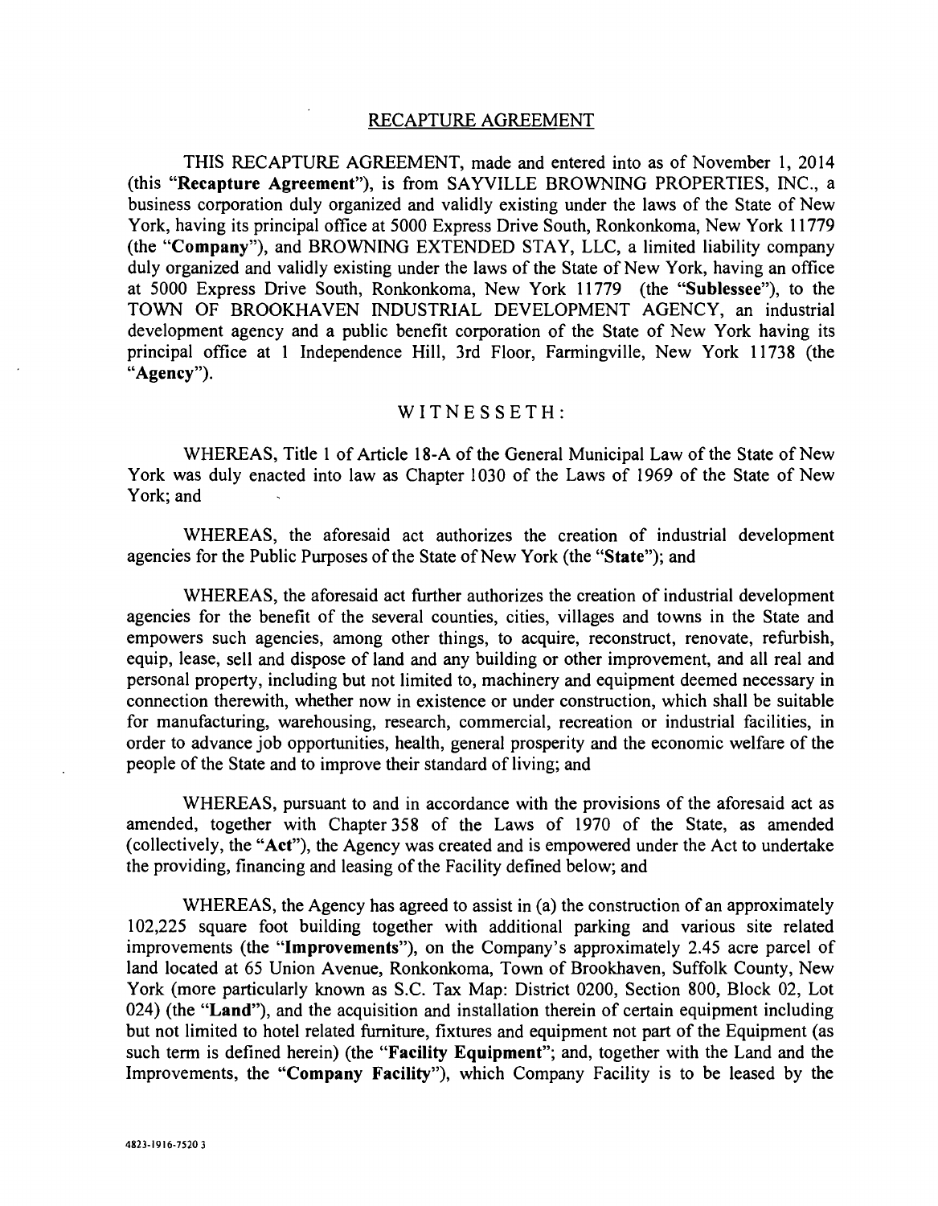# RECAPTURE AGREEMENT

THIS RECAPTURE AGREEMENT, made and entered into as of November 1, 2014 (this "**Recapture Agreement**"), is from SAYVILLE BROWNING PROPERTIES, INC., a business corporation duly organized and validly existing under the laws of the State of New York, having its principal office at 5000 Express Drive South, Ronkonkoma, New York 11779 (the "**Company**"), and BROWNING EXTENDED STAY, LLC, a limited liability company duly organized and validly existing under the laws of the State of New York, having an office at 5000 Express Drive South, Ronkonkoma, New York 11779 (the "**Sublessee**"), to the TOWN OF BROOKHAVEN INDUSTRIAL DEVELOPMENT AGENCY, an industrial development agency and a public benefit corporation of the State of New York having its principal office at 1 Independence Hill, 3rd Floor, Farmingville, New York 11738 (the "**Agency**").

WITNESSETH:

WHEREAS, Title 1 of Article 18-A of the General Municipal Law of the State of New York was duly enacted into law as Chapter 1030 of the Laws of 1969 of the State of New York; and

WHEREAS, the aforesaid act authorizes the creation of industrial development agencies for the Public Purposes of the State of New York (the "**State**"); and

WHEREAS, the aforesaid act further authorizes the creation of industrial development agencies for the benefit of the several counties, cities, villages and towns in the State and empowers such agencies, among other things, to acquire, reconstruct, renovate, refurbish, equip, lease, sell and dispose of land and any building or other improvement, and all real and personal property, including but not limited to, machinery and equipment deemed necessary in connection therewith, whether now in existence or under construction, which shall be suitable for manufacturing, warehousing, research, commercial, recreation or industrial facilities, in order to advance job opportunities, health, general prosperity and the economic welfare of the people of the State and to improve their standard of living; and

WHEREAS, pursuant to and in accordance with the provisions of the aforesaid act as amended, together with Chapter 358 of the Laws of 1970 of the State, as amended (collectively, the "**Act**"), the Agency was created and is empowered under the Act to undertake the providing, financing and leasing of the Facility defined below; and

WHEREAS, the Agency has agreed to assist in (a) the construction of an approximately 102,225 square foot building together with additional parking and various site related improvements (the "**Improvements**"), on the Company's approximately 2.45 acre parcel of land located at 65 Union Avenue, Ronkonkoma, Town of Brookhaven, Suffolk County, New York (more particularly known as S.C. Tax Map: District 0200, Section 800, Block 02, Lot 024) (the "**Land**"), and the acquisition and installation therein of certain equipment including but not limited to hotel related furniture, fixtures and equipment not part of the Equipment (as such term is defined herein) (the "**Facility Equipment**"; and, together with the Land and the Improvements, the "**Company Facility**"), which Company Facility is to be leased by the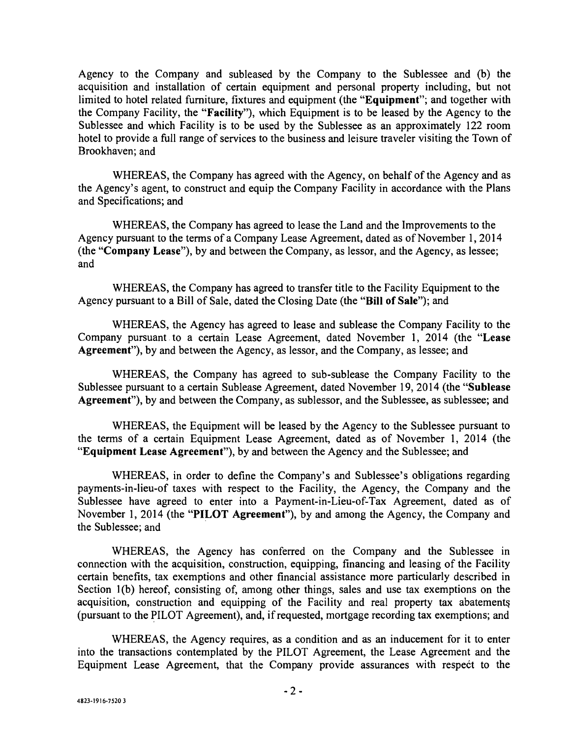Agency to the Company and subleased by the Company to the Sublessee and (b) the acquisition and installation of certain equipment and personal property including, but not limited to hotel related furniture, fixtures and equipment (the "**Equipment**"; and together with the Company Facility, the "**Facility**"), which Equipment is to be leased by the Agency to the Sublessee and which Facility is to be used by the Sublessee as an approximately 122 room hotel to provide a full range of services to the business and leisure traveler visiting the Town of Brookhaven; and

WHEREAS, the Company has agreed with the Agency, on behalf of the Agency and as the Agency's agent, to construct and equip the Company Facility in accordance with the Plans and Specifications; and

WHEREAS, the Company has agreed to lease the Land and the Improvements to the Agency pursuant to the terms of a Company Lease Agreement, dated as of November 1, 2014 (the "**Company Lease**"), by and between the Company, as lessor, and the Agency, as lessee; and

WHEREAS, the Company has agreed to transfer title to the Facility Equipment to the Agency pursuant to a Bill of Sale, dated the Closing Date (the "**Bill of Sale**"); and

WHEREAS, the Agency has agreed to lease and sublease the Company Facility to the Company pursuant to a certain Lease Agreement, dated November 1, 2014 (the "**Lease Agreement**"), by and between the Agency, as lessor, and the Company, as lessee; and

WHEREAS, the Company has agreed to sub-sublease the Company Facility to the Sublessee pursuant to a certain Sublease Agreement, dated November 19, 2014 (the "**Sublease Agreement**"), by and between the Company, as sublessor, and the Sublessee, as sublessee; and

WHEREAS, the Equipment will be leased by the Agency to the Sublessee pursuant to the terms of a certain Equipment Lease Agreement, dated as of November 1, 2014 (the "**Equipment Lease Agreement**"), by and between the Agency and the Sublessee; and

WHEREAS, in order to define the Company's and Sublessee's obligations regarding payments-in-lieu-of taxes with respect to the Facility, the Agency, the Company and the Sublessee have agreed to enter into a Payment-in-Lieu-of-Tax Agreement, dated as of November 1, 2014 (the "**PILOT Agreement**"), by and among the Agency, the Company and the Sublessee; and

WHEREAS, the Agency has conferred on the Company and the Sublessee in connection with the acquisition, construction, equipping, financing and leasing of the Facility certain benefits, tax exemptions and other financial assistance more particularly described in Section 1(b) hereof, consisting of, among other things, sales and use tax exemptions on the acquisition, construction and equipping of the Facility and real property tax abatements (pursuant to the PILOT Agreement), and, if requested, mortgage recording tax exemptions; and

WHEREAS, the Agency requires, as a condition and as an inducement for it to enter into the transactions contemplated by the PILOT Agreement, the Lease Agreement and the Equipment Lease Agreement, that the Company provide assurances with respect to the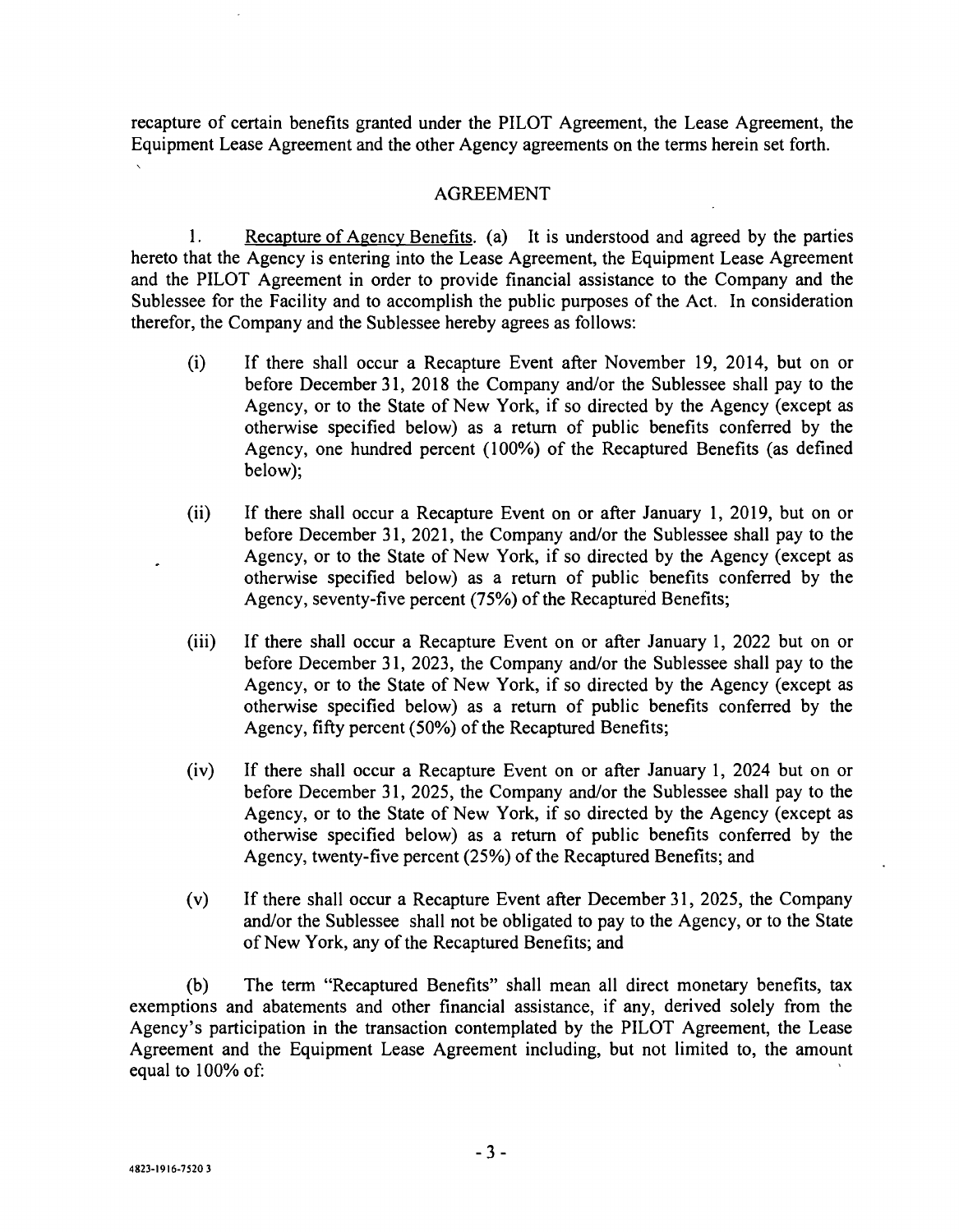recapture of certain benefits granted under the PILOT Agreement, the Lease Agreement, the Equipment Lease Agreement and the other Agency agreements on the terms herein set forth.

## AGREEMENT

1. Recapture of Agency Benefits. (a) It is understood and agreed by the parties hereto that the Agency is entering into the Lease Agreement, the Equipment Lease Agreement and the PILOT Agreement in order to provide financial assistance to the Company and the Sublessee for the Facility and to accomplish the public purposes of the Act. In consideration therefor, the Company and the Sublessee hereby agrees as follows:

(i) If there shall occur a Recapture Event after November 19, 2014, but on or before December 31, 2018 the Company and/or the Sublessee shall pay to the Agency, or to the State of New York, if so directed by the Agency (except as otherwise specified below) as a return of public benefits conferred by the Agency, one hundred percent (100%) of the Recaptured Benefits (as defined below);

(ii) If there shall occur a Recapture Event on or after January 1, 2019, but on or before December 31, 2021, the Company and/or the Sublessee shall pay to the Agency, or to the State of New York, if so directed by the Agency (except as otherwise specified below) as a return of public benefits conferred by the Agency, seventy-five percent (75%) of the Recaptured Benefits;

(iii) If there shall occur a Recapture Event on or after January 1, 2022 but on or before December 31, 2023, the Company and/or the Sublessee shall pay to the Agency, or to the State of New York, if so directed by the Agency (except as otherwise specified below) as a return of public benefits conferred by the Agency, fifty percent (50%) of the Recaptured Benefits;

(iv) If there shall occur a Recapture Event on or after January 1, 2024 but on or before December 31, 2025, the Company and/or the Sublessee shall pay to the Agency, or to the State of New York, if so directed by the Agency (except as otherwise specified below) as a return of public benefits conferred by the Agency, twenty-five percent (25%) of the Recaptured Benefits; and

(v) If there shall occur a Recapture Event after December 31, 2025, the Company and/or the Sublessee shall not be obligated to pay to the Agency, or to the State of New York, any of the Recaptured Benefits; and

(b) The term "Recaptured Benefits" shall mean all direct monetary benefits, tax exemptions and abatements and other financial assistance, if any, derived solely from the Agency's participation in the transaction contemplated by the PILOT Agreement, the Lease Agreement and the Equipment Lease Agreement including, but not limited to, the amount equal to 100% of:

4823-1916-7520 3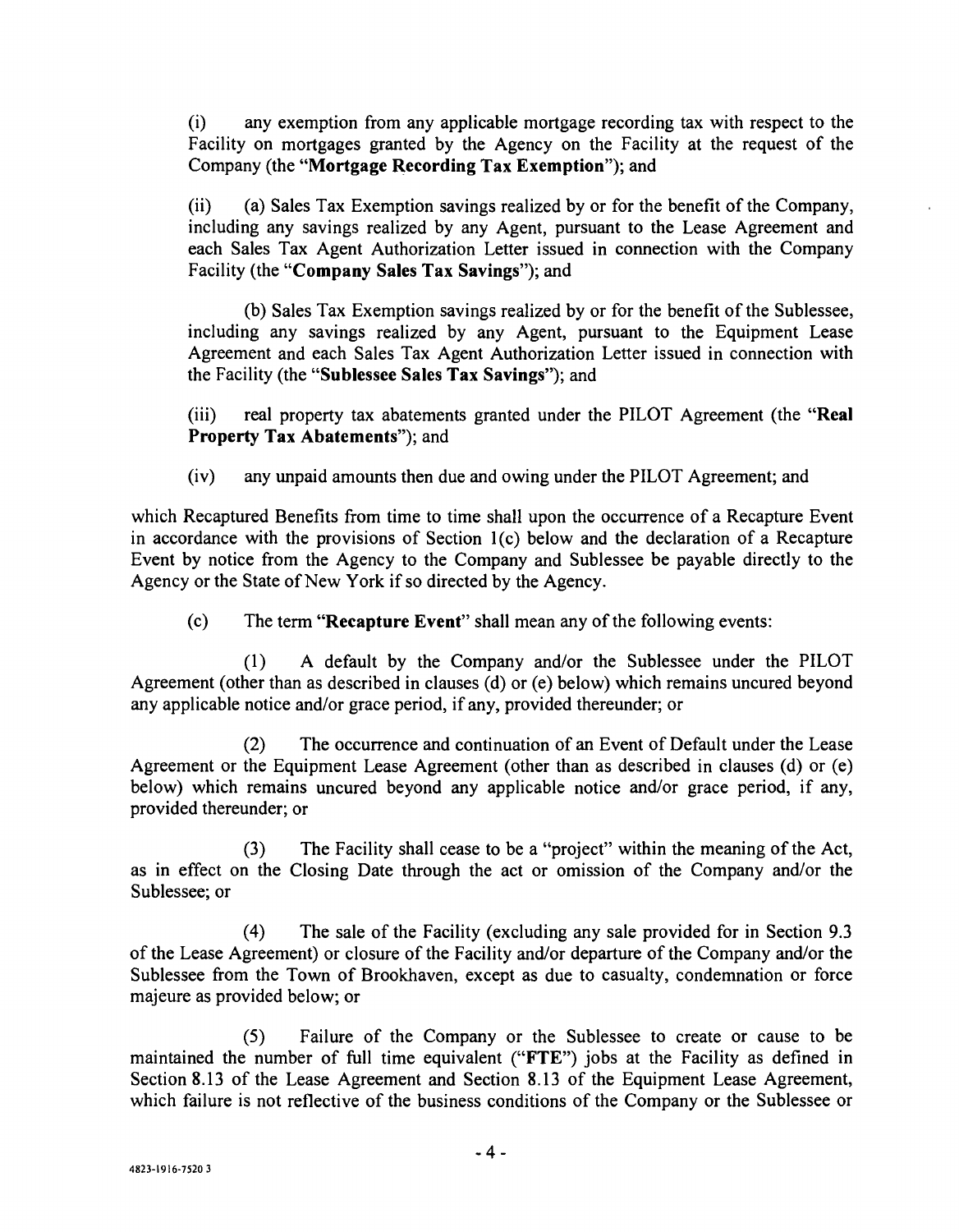(i) any exemption from any applicable mortgage recording tax with respect to the Facility on mortgages granted by the Agency on the Facility at the request of the Company (the "**Mortgage Recording Tax Exemption**"); and

(ii) (a) Sales Tax Exemption savings realized by or for the benefit of the Company, including any savings realized by any Agent, pursuant to the Lease Agreement and each Sales Tax Agent Authorization Letter issued in connection with the Company Facility (the "**Company Sales Tax Savings**"); and

(b) Sales Tax Exemption savings realized by or for the benefit of the Sublessee, including any savings realized by any Agent, pursuant to the Equipment Lease Agreement and each Sales Tax Agent Authorization Letter issued in connection with the Facility (the "**Sublessee Sales Tax Savings**"); and

(iii) real property tax abatements granted under the PILOT Agreement (the "**Real Property Tax Abatements**"); and

(iv) any unpaid amounts then due and owing under the PILOT Agreement; and

which Recaptured Benefits from time to time shall upon the occurrence of a Recapture Event in accordance with the provisions of Section 1(c) below and the declaration of a Recapture Event by notice from the Agency to the Company and Sublessee be payable directly to the Agency or the State of New York if so directed by the Agency.

(c) The term "**Recapture Event**" shall mean any of the following events:

(1) A default by the Company and/or the Sublessee under the PILOT Agreement (other than as described in clauses (d) or (e) below) which remains uncured beyond any applicable notice and/or grace period, if any, provided thereunder; or

(2) The occurrence and continuation of an Event of Default under the Lease Agreement or the Equipment Lease Agreement (other than as described in clauses (d) or (e) below) which remains uncured beyond any applicable notice and/or grace period, if any, provided thereunder; or

(3) The Facility shall cease to be a "project" within the meaning of the Act, as in effect on the Closing Date through the act or omission of the Company and/or the Sublessee; or

(4) The sale of the Facility (excluding any sale provided for in Section 9.3 of the Lease Agreement) or closure of the Facility and/or departure of the Company and/or the Sublessee from the Town of Brookhaven, except as due to casualty, condemnation or force majeure as provided below; or

(5) Failure of the Company or the Sublessee to create or cause to be maintained the number of full time equivalent ("**FTE**") jobs at the Facility as defined in Section 8.13 of the Lease Agreement and Section 8.13 of the Equipment Lease Agreement, which failure is not reflective of the business conditions of the Company or the Sublessee or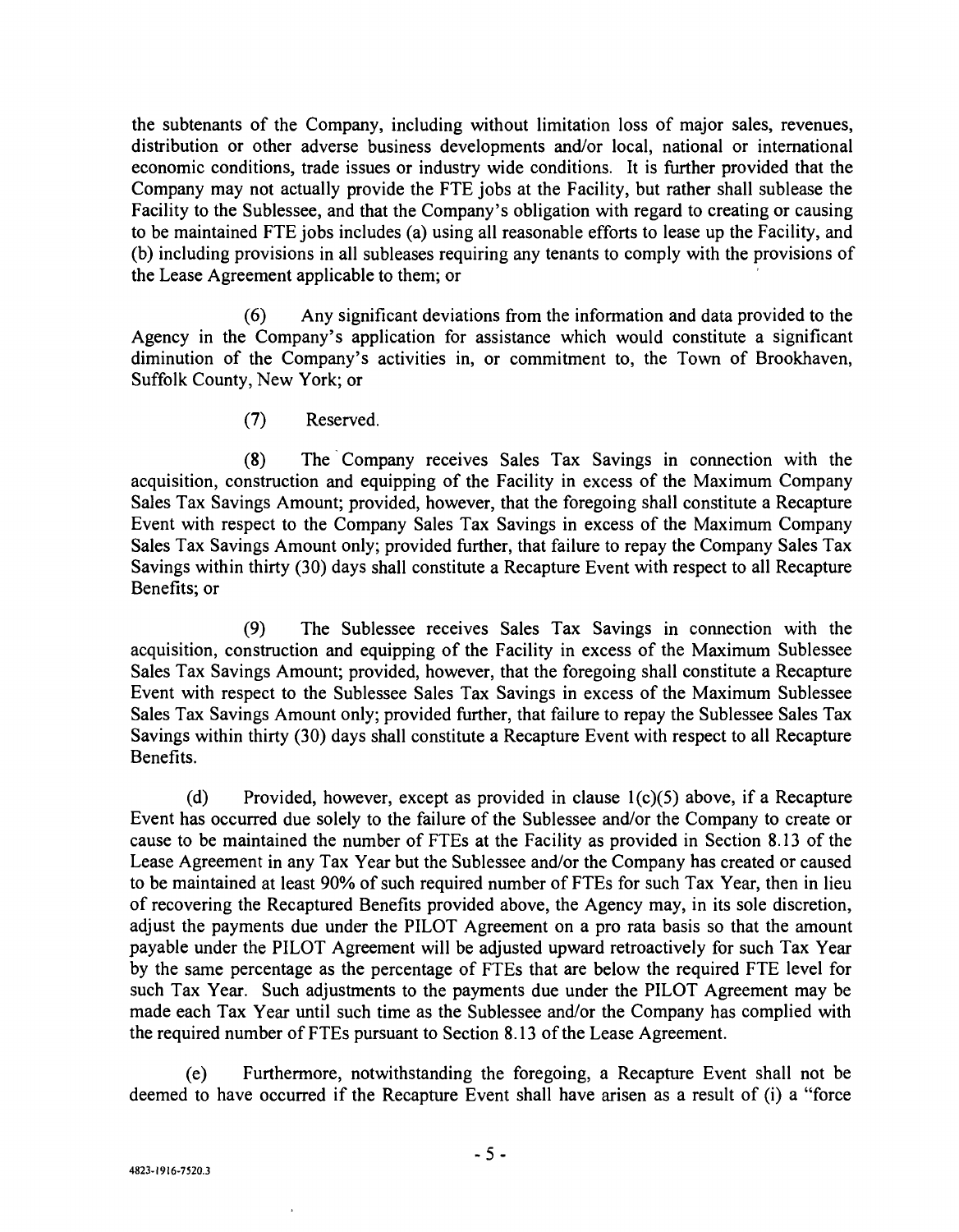the subtenants of the Company, including without limitation loss of major sales, revenues, distribution or other adverse business developments and/or local, national or international economic conditions, trade issues or industry wide conditions. It is further provided that the Company may not actually provide the FTE jobs at the Facility, but rather shall sublease the Facility to the Sublessee, and that the Company's obligation with regard to creating or causing to be maintained FTE jobs includes (a) using all reasonable efforts to lease up the Facility, and (b) including provisions in all subleases requiring any tenants to comply with the provisions of the Lease Agreement applicable to them; or

(6) Any significant deviations from the information and data provided to the Agency in the Company's application for assistance which would constitute a significant diminution of the Company's activities in, or commitment to, the Town of Brookhaven, Suffolk County, New York; or

(7) Reserved.

(8) The Company receives Sales Tax Savings in connection with the acquisition, construction and equipping of the Facility in excess of the Maximum Company Sales Tax Savings Amount; provided, however, that the foregoing shall constitute a Recapture Event with respect to the Company Sales Tax Savings in excess of the Maximum Company Sales Tax Savings Amount only; provided further, that failure to repay the Company Sales Tax Savings within thirty (30) days shall constitute a Recapture Event with respect to all Recapture Benefits; or

(9) The Sublessee receives Sales Tax Savings in connection with the acquisition, construction and equipping of the Facility in excess of the Maximum Sublessee Sales Tax Savings Amount; provided, however, that the foregoing shall constitute a Recapture Event with respect to the Sublessee Sales Tax Savings in excess of the Maximum Sublessee Sales Tax Savings Amount only; provided further, that failure to repay the Sublessee Sales Tax Savings within thirty (30) days shall constitute a Recapture Event with respect to all Recapture Benefits.

(d) Provided, however, except as provided in clause 1(c)(5) above, if a Recapture Event has occurred due solely to the failure of the Sublessee and/or the Company to create or cause to be maintained the number of FTEs at the Facility as provided in Section 8.13 of the Lease Agreement in any Tax Year but the Sublessee and/or the Company has created or caused to be maintained at least 90% of such required number of FTEs for such Tax Year, then in lieu of recovering the Recaptured Benefits provided above, the Agency may, in its sole discretion, adjust the payments due under the PILOT Agreement on a pro rata basis so that the amount payable under the PILOT Agreement will be adjusted upward retroactively for such Tax Year by the same percentage as the percentage of FTEs that are below the required FTE level for such Tax Year. Such adjustments to the payments due under the PILOT Agreement may be made each Tax Year until such time as the Sublessee and/or the Company has complied with the required number of FTEs pursuant to Section 8.13 of the Lease Agreement.

(e) Furthermore, notwithstanding the foregoing, a Recapture Event shall not be deemed to have occurred if the Recapture Event shall have arisen as a result of (i) a "force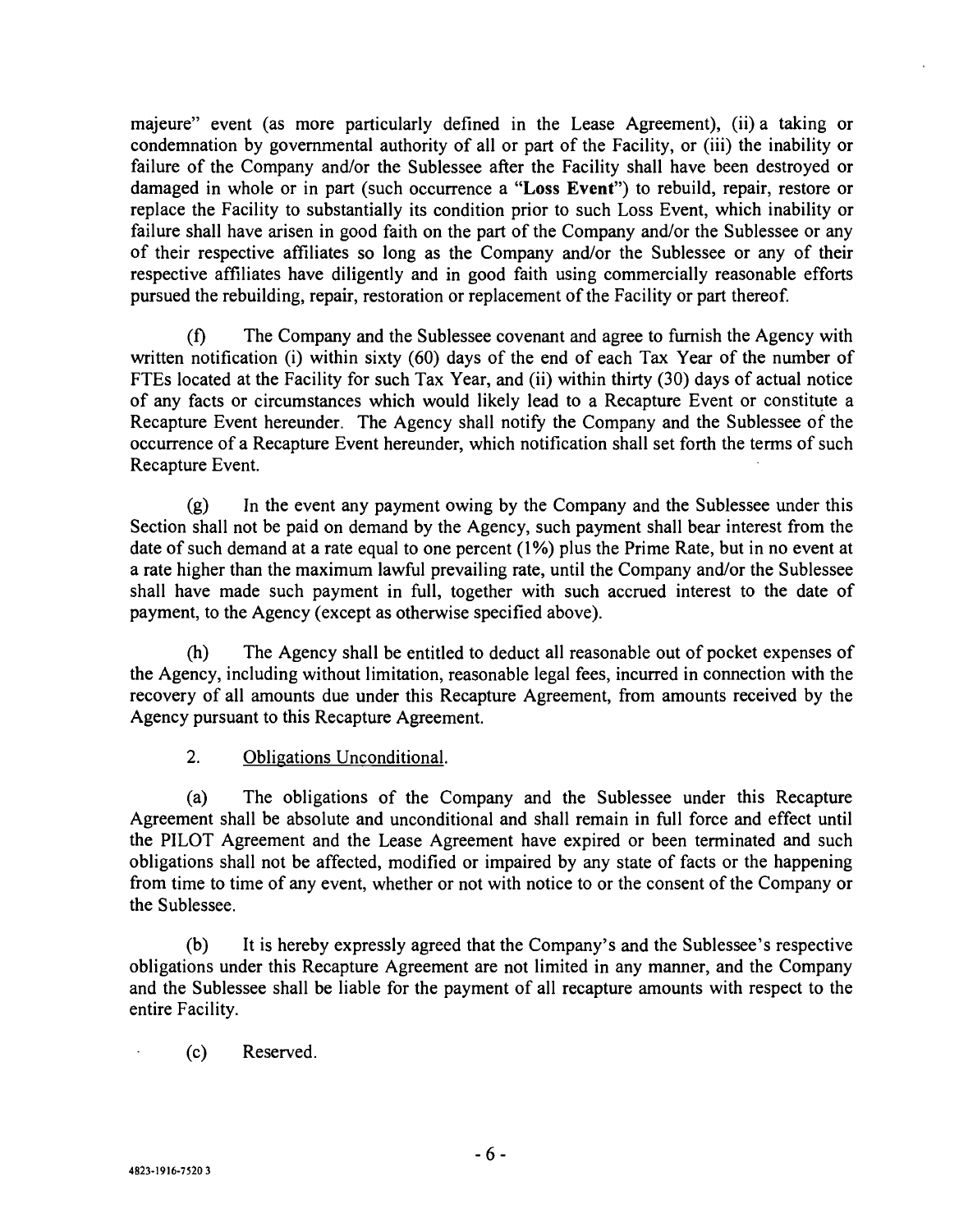majeure" event (as more particularly defined in the Lease Agreement), (ii) a taking or condemnation by governmental authority of all or part of the Facility, or (iii) the inability or failure of the Company and/or the Sublessee after the Facility shall have been destroyed or damaged in whole or in part (such occurrence a "**Loss Event**") to rebuild, repair, restore or replace the Facility to substantially its condition prior to such Loss Event, which inability or failure shall have arisen in good faith on the part of the Company and/or the Sublessee or any of their respective affiliates so long as the Company and/or the Sublessee or any of their respective affiliates have diligently and in good faith using commercially reasonable efforts pursued the rebuilding, repair, restoration or replacement of the Facility or part thereof.

(f) The Company and the Sublessee covenant and agree to furnish the Agency with written notification (i) within sixty (60) days of the end of each Tax Year of the number of FTEs located at the Facility for such Tax Year, and (ii) within thirty (30) days of actual notice of any facts or circumstances which would likely lead to a Recapture Event or constitute a Recapture Event hereunder. The Agency shall notify the Company and the Sublessee of the occurrence of a Recapture Event hereunder, which notification shall set forth the terms of such Recapture Event.

(g) In the event any payment owing by the Company and the Sublessee under this Section shall not be paid on demand by the Agency, such payment shall bear interest from the date of such demand at a rate equal to one percent (1%) plus the Prime Rate, but in no event at a rate higher than the maximum lawful prevailing rate, until the Company and/or the Sublessee shall have made such payment in full, together with such accrued interest to the date of payment, to the Agency (except as otherwise specified above).

(h) The Agency shall be entitled to deduct all reasonable out of pocket expenses of the Agency, including without limitation, reasonable legal fees, incurred in connection with the recovery of all amounts due under this Recapture Agreement, from amounts received by the Agency pursuant to this Recapture Agreement.

2. Obligations Unconditional.

(a) The obligations of the Company and the Sublessee under this Recapture Agreement shall be absolute and unconditional and shall remain in full force and effect until the PILOT Agreement and the Lease Agreement have expired or been terminated and such obligations shall not be affected, modified or impaired by any state of facts or the happening from time to time of any event, whether or not with notice to or the consent of the Company or the Sublessee.

(b) It is hereby expressly agreed that the Company's and the Sublessee's respective obligations under this Recapture Agreement are not limited in any manner, and the Company and the Sublessee shall be liable for the payment of all recapture amounts with respect to the entire Facility.

(c) Reserved.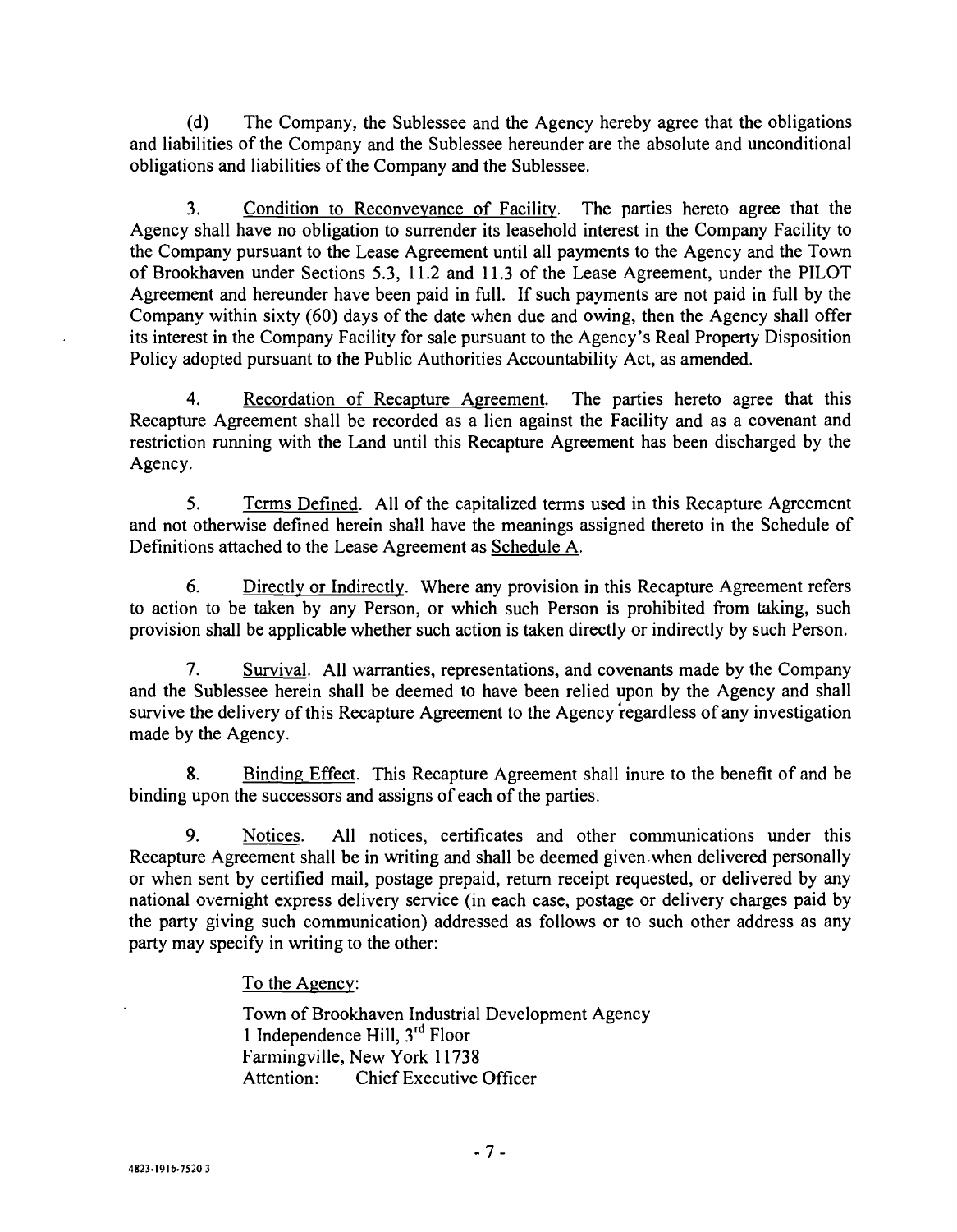(d) The Company, the Sublessee and the Agency hereby agree that the obligations and liabilities of the Company and the Sublessee hereunder are the absolute and unconditional obligations and liabilities of the Company and the Sublessee.

3. Condition to Reconveyance of Facility. The parties hereto agree that the Agency shall have no obligation to surrender its leasehold interest in the Company Facility to the Company pursuant to the Lease Agreement until all payments to the Agency and the Town of Brookhaven under Sections 5.3, 11.2 and 11.3 of the Lease Agreement, under the PILOT Agreement and hereunder have been paid in full. If such payments are not paid in full by the Company within sixty (60) days of the date when due and owing, then the Agency shall offer its interest in the Company Facility for sale pursuant to the Agency's Real Property Disposition Policy adopted pursuant to the Public Authorities Accountability Act, as amended.

4. Recordation of Recapture Agreement. The parties hereto agree that this Recapture Agreement shall be recorded as a lien against the Facility and as a covenant and restriction running with the Land until this Recapture Agreement has been discharged by the Agency.

5. Terms Defined. All of the capitalized terms used in this Recapture Agreement and not otherwise defined herein shall have the meanings assigned thereto in the Schedule of Definitions attached to the Lease Agreement as Schedule A.

6. Directly or Indirectly. Where any provision in this Recapture Agreement refers to action to be taken by any Person, or which such Person is prohibited from taking, such provision shall be applicable whether such action is taken directly or indirectly by such Person.

7. Survival. All warranties, representations, and covenants made by the Company and the Sublessee herein shall be deemed to have been relied upon by the Agency and shall survive the delivery of this Recapture Agreement to the Agency regardless of any investigation made by the Agency.

8. Binding Effect. This Recapture Agreement shall inure to the benefit of and be binding upon the successors and assigns of each of the parties.

9. Notices. All notices, certificates and other communications under this Recapture Agreement shall be in writing and shall be deemed given when delivered personally or when sent by certified mail, postage prepaid, return receipt requested, or delivered by any national overnight express delivery service (in each case, postage or delivery charges paid by the party giving such communication) addressed as follows or to such other address as any party may specify in writing to the other:

To the Agency:

Town of Brookhaven Industrial Development Agency
1 Independence Hill, 3rd Floor
Farmingville, New York 11738
Attention: Chief Executive Officer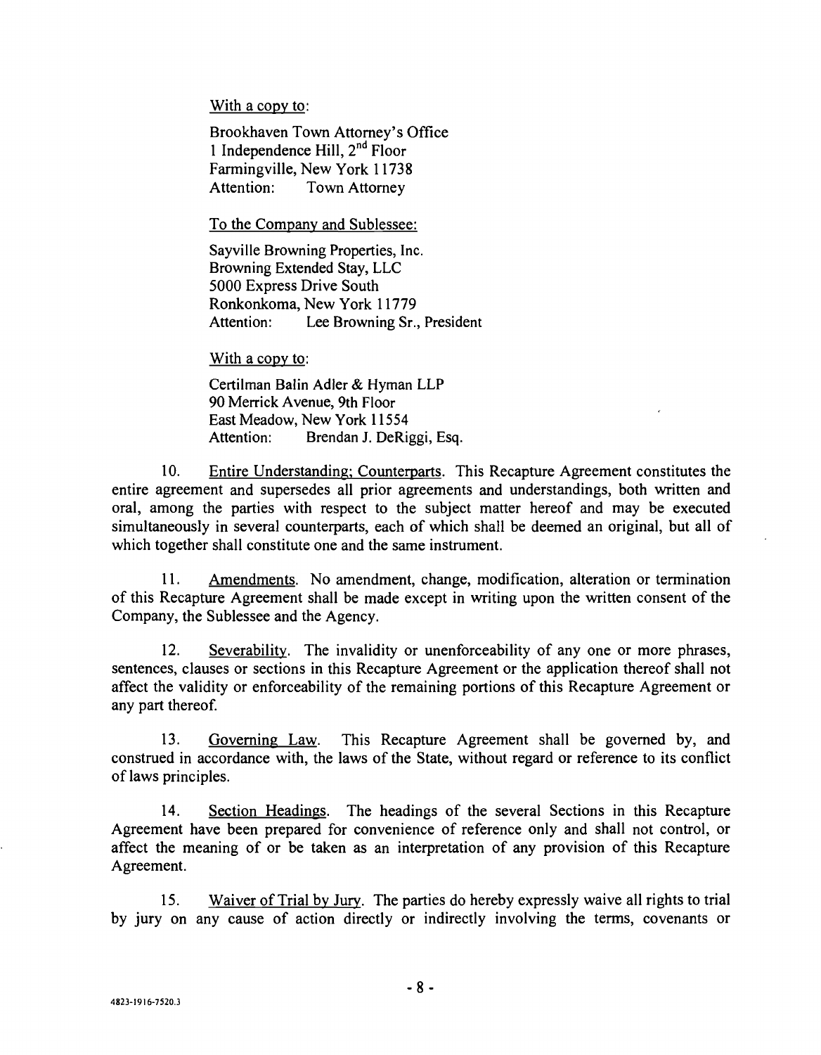With a copy to:

Brookhaven Town Attorney's Office
1 Independence Hill, 2nd Floor
Farmingville, New York 11738
Attention: Town Attorney

To the Company and Sublessee:

Sayville Browning Properties, Inc.
Browning Extended Stay, LLC
5000 Express Drive South
Ronkonkoma, New York 11779
Attention: Lee Browning Sr., President

With a copy to:

Certilman Balin Adler & Hyman LLP
90 Merrick Avenue, 9th Floor
East Meadow, New York 11554
Attention: Brendan J. DeRiggi, Esq.

10. Entire Understanding; Counterparts. This Recapture Agreement constitutes the entire agreement and supersedes all prior agreements and understandings, both written and oral, among the parties with respect to the subject matter hereof and may be executed simultaneously in several counterparts, each of which shall be deemed an original, but all of which together shall constitute one and the same instrument.

11. Amendments. No amendment, change, modification, alteration or termination of this Recapture Agreement shall be made except in writing upon the written consent of the Company, the Sublessee and the Agency.

12. Severability. The invalidity or unenforceability of any one or more phrases, sentences, clauses or sections in this Recapture Agreement or the application thereof shall not affect the validity or enforceability of the remaining portions of this Recapture Agreement or any part thereof.

13. Governing Law. This Recapture Agreement shall be governed by, and construed in accordance with, the laws of the State, without regard or reference to its conflict of laws principles.

14. Section Headings. The headings of the several Sections in this Recapture Agreement have been prepared for convenience of reference only and shall not control, or affect the meaning of or be taken as an interpretation of any provision of this Recapture Agreement.

15. Waiver of Trial by Jury. The parties do hereby expressly waive all rights to trial by jury on any cause of action directly or indirectly involving the terms, covenants or

4823-1916-7520.3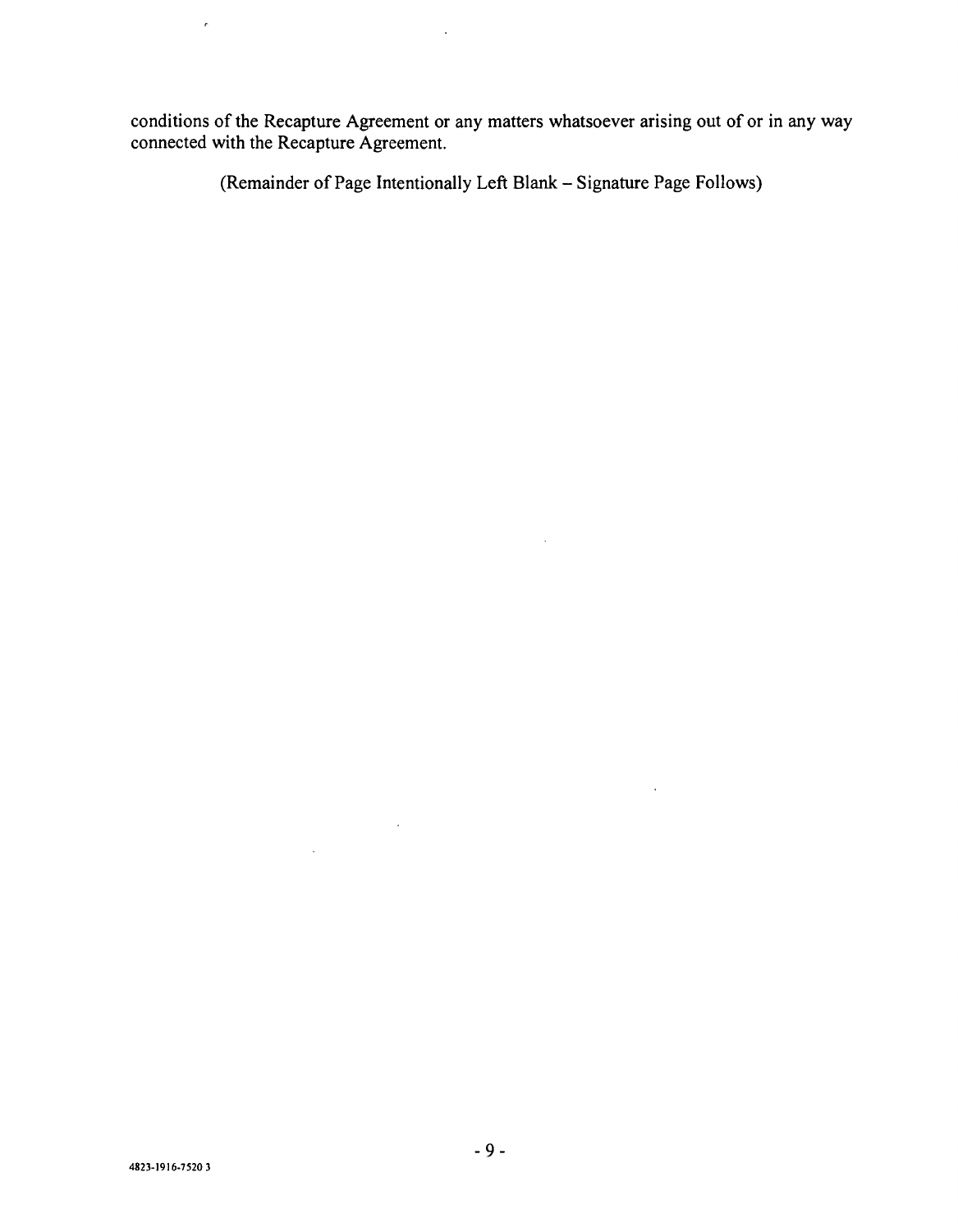conditions of the Recapture Agreement or any matters whatsoever arising out of or in any way connected with the Recapture Agreement.

(Remainder of Page Intentionally Left Blank – Signature Page Follows)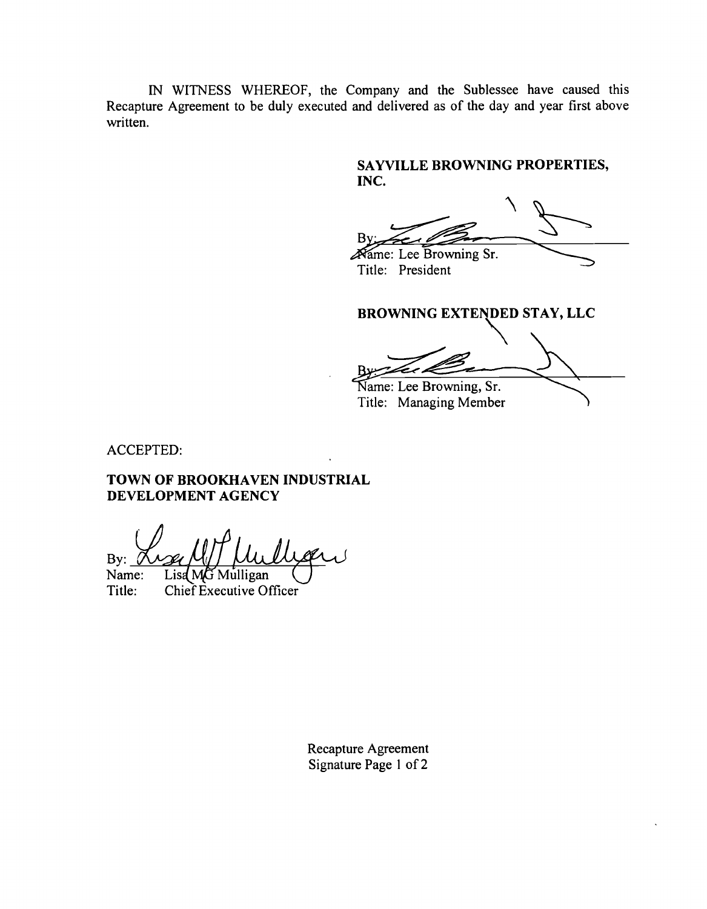IN WITNESS WHEREOF, the Company and the Sublessee have caused this Recapture Agreement to be duly executed and delivered as of the day and year first above written.

**SAYVILLE BROWNING PROPERTIES, INC.**

By: ____________________
Name: Lee Browning Sr.
Title: President

**BROWNING EXTENDED STAY, LLC**

By: ____________________
Name: Lee Browning, Sr.
Title: Managing Member

ACCEPTED:

**TOWN OF BROOKHAVEN INDUSTRIAL DEVELOPMENT AGENCY**

By: ____________________
Name: Lisa MG Mulligan
Title: Chief Executive Officer

Recapture Agreement
Signature Page 1 of 2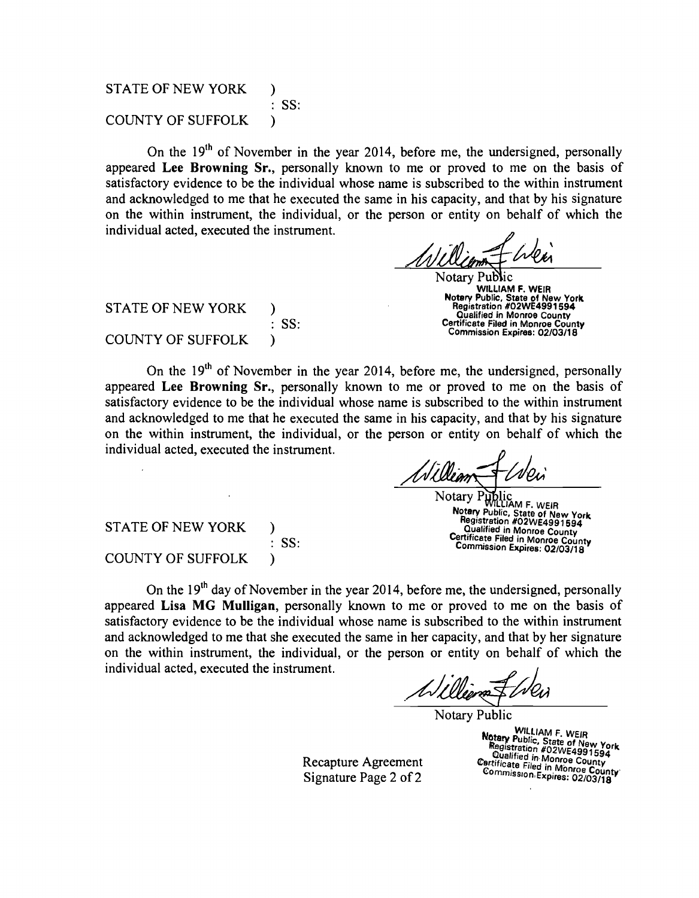STATE OF NEW YORK )
: SS:
COUNTY OF SUFFOLK )

On the 19th of November in the year 2014, before me, the undersigned, personally appeared **Lee Browning Sr.**, personally known to me or proved to me on the basis of satisfactory evidence to be the individual whose name is subscribed to the within instrument and acknowledged to me that he executed the same in his capacity, and that by his signature on the within instrument, the individual, or the person or entity on behalf of which the individual acted, executed the instrument.

William F. Weir
Notary Public

WILLIAM F. WEIR
Notary Public, State of New York
Registration #02WE4991594
Qualified in Monroe County
Certificate Filed in Monroe County
Commission Expires: 02/03/18

STATE OF NEW YORK )
: SS:
COUNTY OF SUFFOLK )

On the 19th of November in the year 2014, before me, the undersigned, personally appeared **Lee Browning Sr.**, personally known to me or proved to me on the basis of satisfactory evidence to be the individual whose name is subscribed to the within instrument and acknowledged to me that he executed the same in his capacity, and that by his signature on the within instrument, the individual, or the person or entity on behalf of which the individual acted, executed the instrument.

William F. Weir
Notary Public

WILLIAM F. WEIR
Notary Public, State of New York
Registration #02WE4991594
Qualified in Monroe County
Certificate Filed in Monroe County
Commission Expires: 02/03/18

STATE OF NEW YORK )
: SS:
COUNTY OF SUFFOLK )

On the 19th day of November in the year 2014, before me, the undersigned, personally appeared **Lisa MG Mulligan**, personally known to me or proved to me on the basis of satisfactory evidence to be the individual whose name is subscribed to the within instrument and acknowledged to me that she executed the same in her capacity, and that by her signature on the within instrument, the individual, or the person or entity on behalf of which the individual acted, executed the instrument.

William F. Weir
Notary Public

WILLIAM F. WEIR
Notary Public, State of New York
Registration #02WE4991594
Qualified in Monroe County
Certificate Filed in Monroe County
Commission Expires: 02/03/18

Recapture Agreement
Signature Page 2 of 2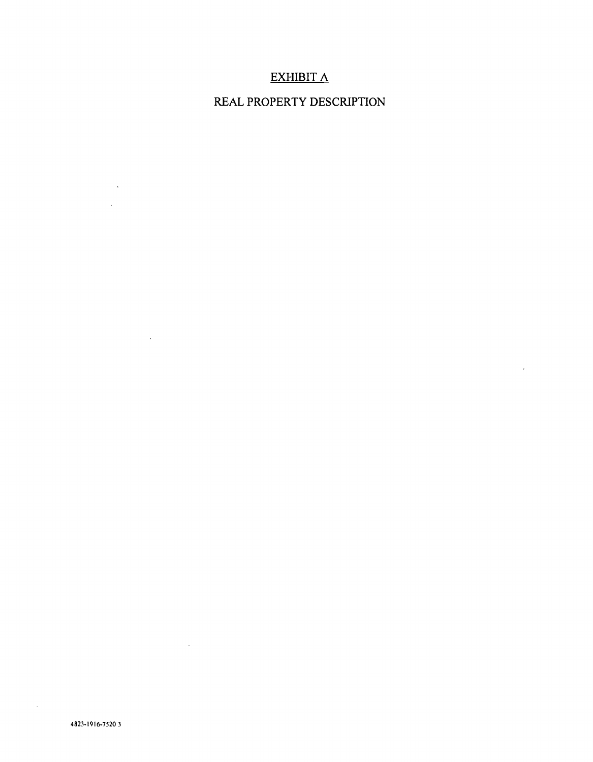# EXHIBIT A

## REAL PROPERTY DESCRIPTION

4823-1916-7520 3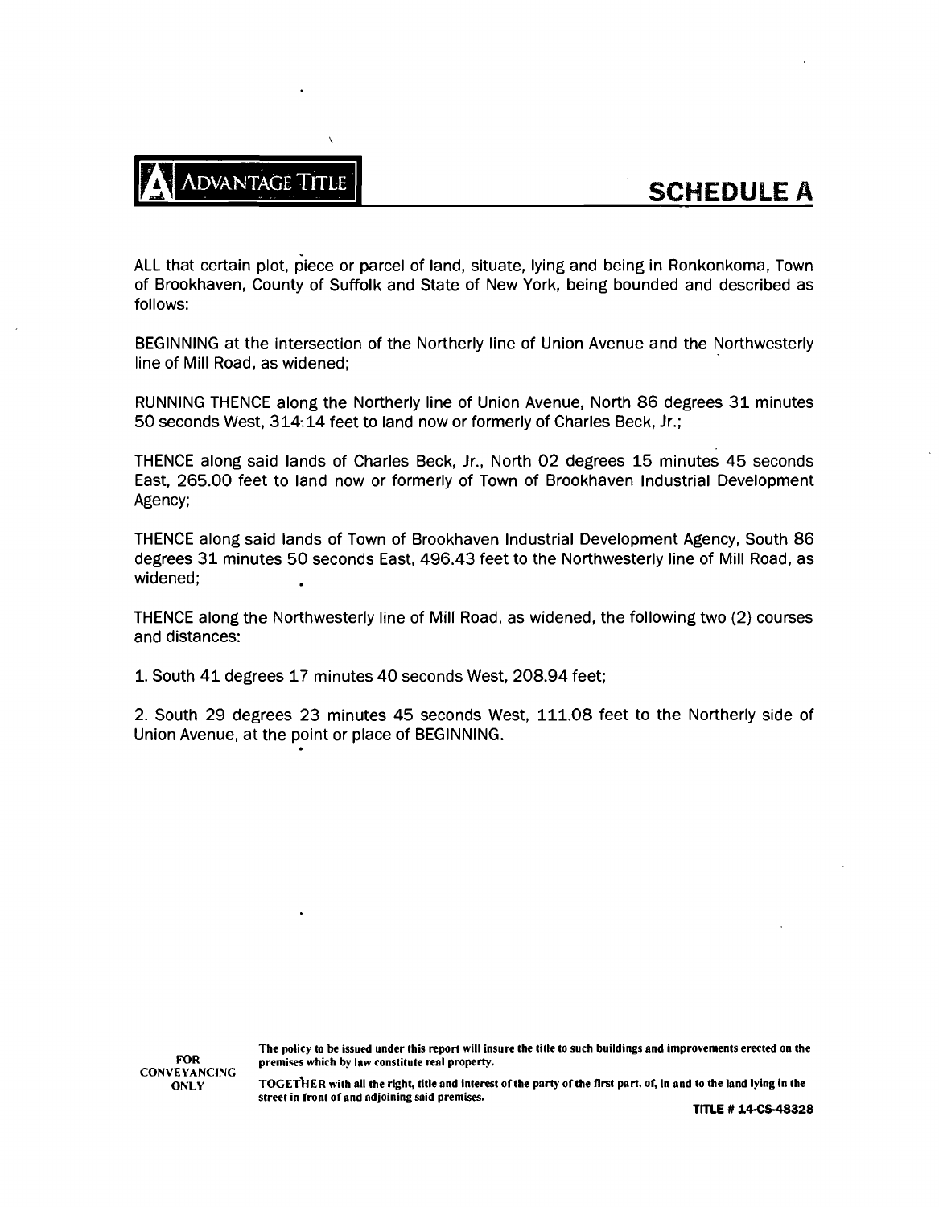ADVANTAGE TITLE

# SCHEDULE A

ALL that certain plot, piece or parcel of land, situate, lying and being in Ronkonkoma, Town of Brookhaven, County of Suffolk and State of New York, being bounded and described as follows:

BEGINNING at the intersection of the Northerly line of Union Avenue and the Northwesterly line of Mill Road, as widened;

RUNNING THENCE along the Northerly line of Union Avenue, North 86 degrees 31 minutes 50 seconds West, 314.14 feet to land now or formerly of Charles Beck, Jr.;

THENCE along said lands of Charles Beck, Jr., North 02 degrees 15 minutes 45 seconds East, 265.00 feet to land now or formerly of Town of Brookhaven Industrial Development Agency;

THENCE along said lands of Town of Brookhaven Industrial Development Agency, South 86 degrees 31 minutes 50 seconds East, 496.43 feet to the Northwesterly line of Mill Road, as widened;

THENCE along the Northwesterly line of Mill Road, as widened, the following two (2) courses and distances:

1. South 41 degrees 17 minutes 40 seconds West, 208.94 feet;

2. South 29 degrees 23 minutes 45 seconds West, 111.08 feet to the Northerly side of Union Avenue, at the point or place of BEGINNING.

**FOR CONVEYANCING ONLY**

**The policy to be issued under this report will insure the title to such buildings and improvements erected on the premises which by law constitute real property.**

**TOGETHER with all the right, title and interest of the party of the first part, of, in and to the land lying in the street in front of and adjoining said premises.**

**TITLE # 14-CS-48328**